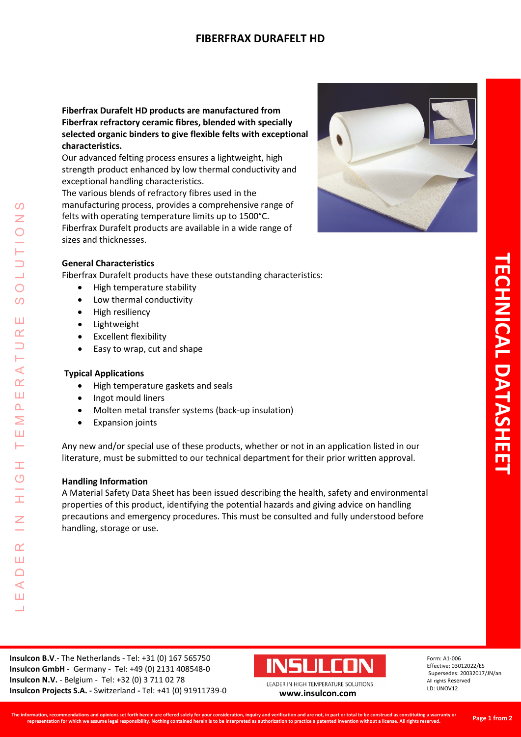# FIBERFRAX DURAFELT HD

**Fiberfrax Durafelt HD products are manufactured from Fiberfrax refractory ceramic fibres, blended with specially selected organic binders to give flexible felts with exceptional characteristics.**

Our advanced felting process ensures a lightweight, high strength product enhanced by low thermal conductivity and exceptional handling characteristics.

The various blends of refractory fibres used in the manufacturing process, provides a comprehensive range of felts with operating temperature limits up to 1500°C.

Fiberfrax Durafelt products are available in a wide range of sizes and thicknesses.

### General Characteristics

Fiberfrax Durafelt products have these outstanding characteristics:

- High temperature stability
- Low thermal conductivity
- High resiliency
- Lightweight
- Excellent flexibility
- Easy to wrap, cut and shape

### Typical Applications

- High temperature gaskets and seals
- Ingot mould liners
- Molten metal transfer systems (back-up insulation)
- Expansion joints

Any new and/or special use of these products, whether or not in an application listed in our literature, must be submitted to our technical department for their prior written approval.

### Handling Information

A Material Safety Data Sheet has been issued describing the health, safety and environmental properties of this product, identifying the potential hazards and giving advice on handling precautions and emergency procedures. This must be consulted and fully understood before handling, storage or use.

**Insulcon B.V**.- The Netherlands - Tel: +31 (0) 167 565750
**Insulcon GmbH** - Germany - Tel: +49 (0) 2131 408548-0
**Insulcon N.V.** - Belgium - Tel: +32 (0) 3 711 02 78
**Insulcon Projects S.A. -** Switzerland **-** Tel: +41 (0) 91911739-0

INSULCON
LEADER IN HIGH TEMPERATURE SOLUTIONS
**www.insulcon.com**

Form: A1-006
Effective: 03012022/ES
Supersedes: 20032017/JN/an
All rights Reserved
LD: UNOV12

**The information, recommendations and opinions set forth herein are offered solely for your consideration, inquiry and verification and are not, in part or total to be construed as constituting a warranty or representation for which we assume legal responsibility. Nothing contained herein is to be interpreted as authorization to practice a patented invention without a license. All rights reserved.**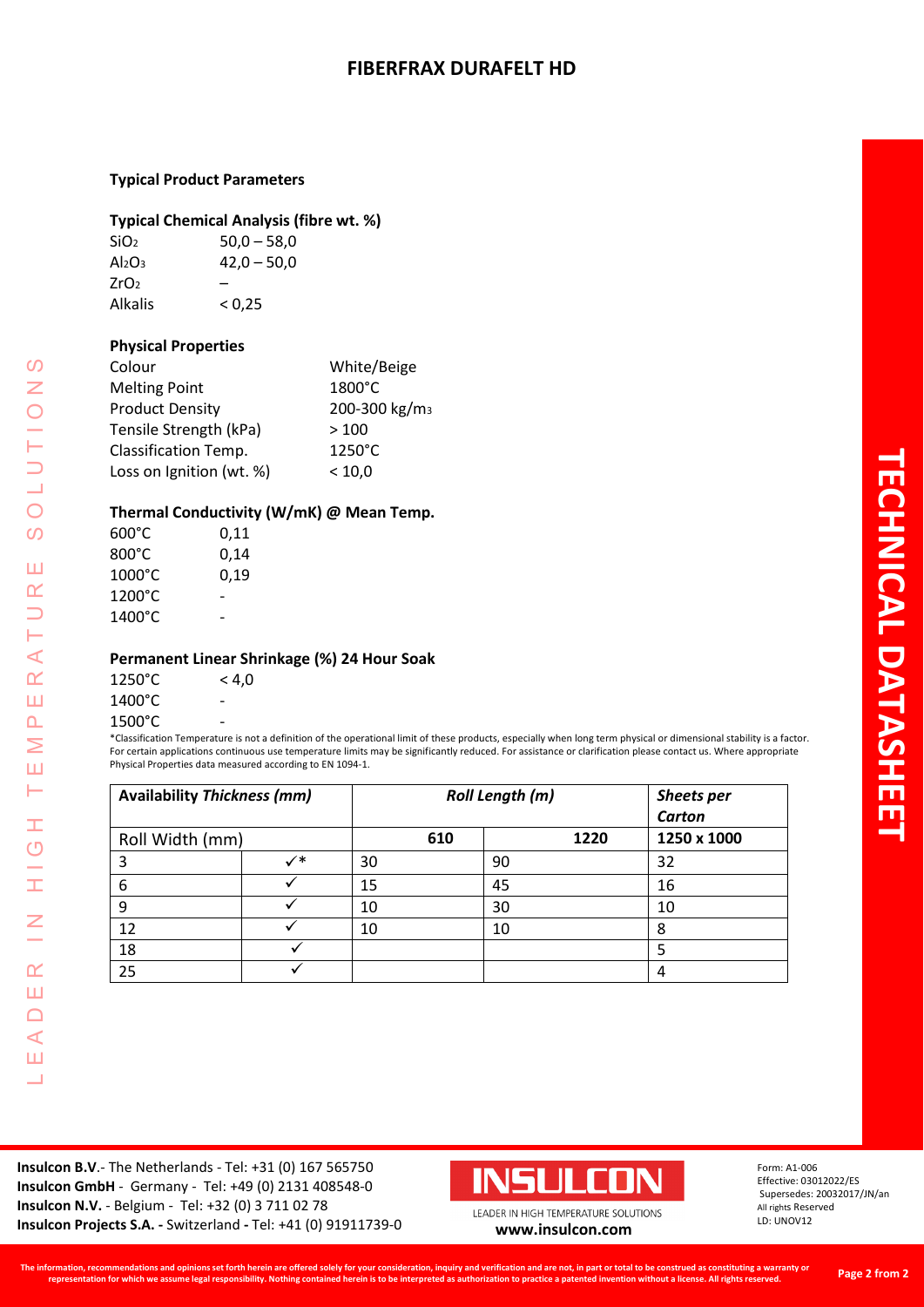# FIBERFRAX DURAFELT HD

**Typical Product Parameters**

**Typical Chemical Analysis (fibre wt. %)**

| | |
|---|---|
| $SiO_2$ | 50,0 – 58,0 |
| $Al_2O_3$ | 42,0 – 50,0 |
| $ZrO_2$ | – |
| Alkalis | < 0,25 |

**Physical Properties**

| | |
|---|---|
| Colour | White/Beige |
| Melting Point | 1800°C |
| Product Density | 200-300 kg/m3 |
| Tensile Strength (kPa) | > 100 |
| Classification Temp. | 1250°C |
| Loss on Ignition (wt. %) | < 10,0 |

**Thermal Conductivity (W/mK) @ Mean Temp.**

| | |
|---|---|
| 600°C | 0,11 |
| 800°C | 0,14 |
| 1000°C | 0,19 |
| 1200°C | - |
| 1400°C | - |

**Permanent Linear Shrinkage (%) 24 Hour Soak**

| | |
|---|---|
| 1250°C | < 4,0 |
| 1400°C | - |
| 1500°C | - |

*Classification Temperature is not a definition of the operational limit of these products, especially when long term physical or dimensional stability is a factor. For certain applications continuous use temperature limits may be significantly reduced. For assistance or clarification please contact us. Where appropriate Physical Properties data measured according to EN 1094-1.

| **Availability *Thickness (mm)*** | | ***Roll Length (m)*** | | ***Sheets per Carton*** |
|---|---|---|---|---|
| Roll Width (mm) | | **610** | **1220** | **1250 x 1000** |
| 3 | ✓* | 30 | 90 | 32 |
| 6 | ✓ | 15 | 45 | 16 |
| 9 | ✓ | 10 | 30 | 10 |
| 12 | ✓ | 10 | 10 | 8 |
| 18 | ✓ | | | 5 |
| 25 | ✓ | | | 4 |

**Insulcon B.V**.- The Netherlands - Tel: +31 (0) 167 565750
**Insulcon GmbH** - Germany - Tel: +49 (0) 2131 408548-0
**Insulcon N.V.** - Belgium - Tel: +32 (0) 3 711 02 78
**Insulcon Projects S.A. -** Switzerland **-** Tel: +41 (0) 91911739-0

INSULCON
LEADER IN HIGH TEMPERATURE SOLUTIONS
**www.insulcon.com**

Form: A1-006
Effective: 03012022/ES
Supersedes: 20032017/JN/an
All rights Reserved
LD: UNOV12

**The information, recommendations and opinions set forth herein are offered solely for your consideration, inquiry and verification and are not, in part or total to be construed as constituting a warranty or representation for which we assume legal responsibility. Nothing contained herein is to be interpreted as authorization to practice a patented invention without a license. All rights reserved.**